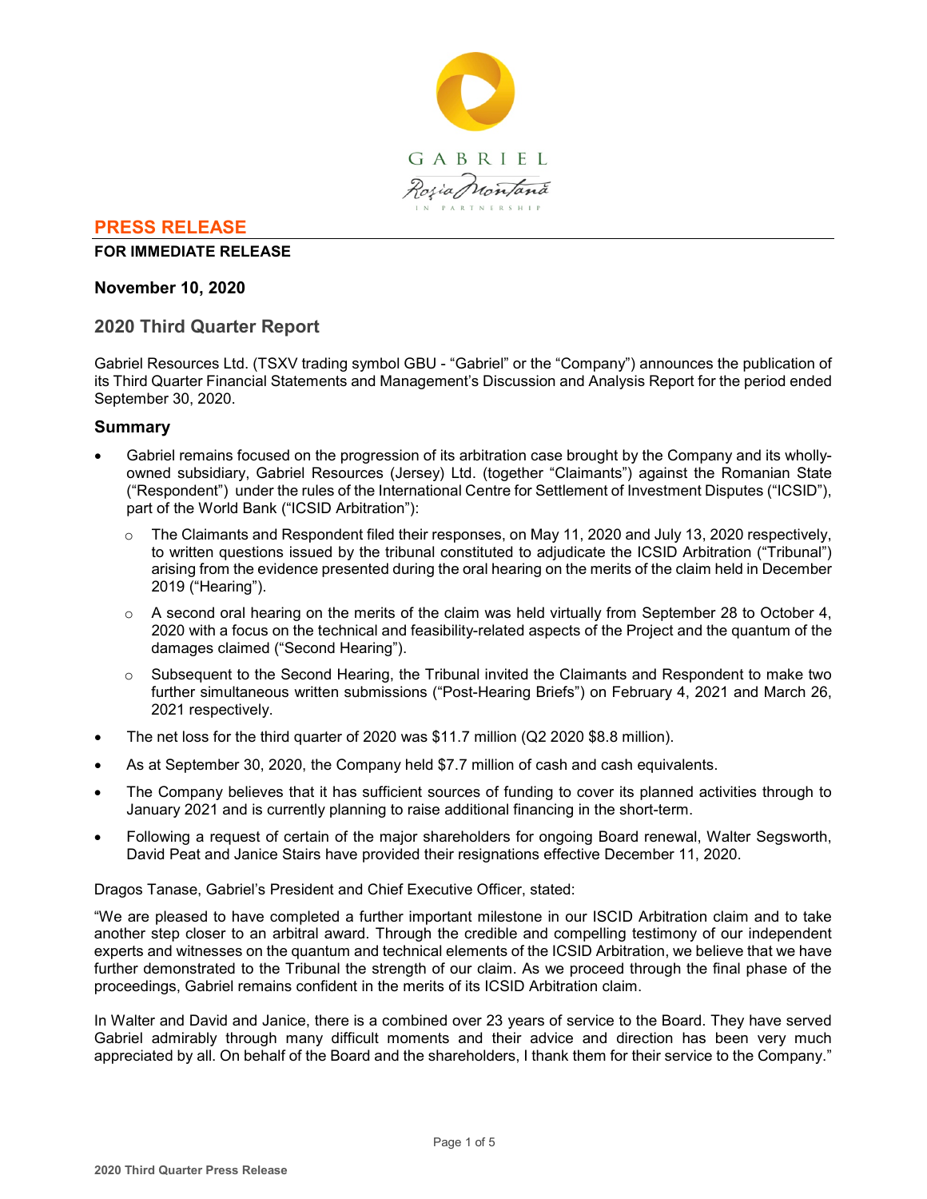GABRIEL

Roșia Montană

IN PARTNERSHIP

## PRESS RELEASE

**FOR IMMEDIATE RELEASE**

**November 10, 2020**

# 2020 Third Quarter Report

Gabriel Resources Ltd. (TSXV trading symbol GBU - "Gabriel" or the "Company") announces the publication of its Third Quarter Financial Statements and Management's Discussion and Analysis Report for the period ended September 30, 2020.

## Summary

- Gabriel remains focused on the progression of its arbitration case brought by the Company and its wholly-owned subsidiary, Gabriel Resources (Jersey) Ltd. (together "Claimants") against the Romanian State ("Respondent") under the rules of the International Centre for Settlement of Investment Disputes ("ICSID"), part of the World Bank ("ICSID Arbitration"):
  - The Claimants and Respondent filed their responses, on May 11, 2020 and July 13, 2020 respectively, to written questions issued by the tribunal constituted to adjudicate the ICSID Arbitration ("Tribunal") arising from the evidence presented during the oral hearing on the merits of the claim held in December 2019 ("Hearing").
  - A second oral hearing on the merits of the claim was held virtually from September 28 to October 4, 2020 with a focus on the technical and feasibility-related aspects of the Project and the quantum of the damages claimed ("Second Hearing").
  - Subsequent to the Second Hearing, the Tribunal invited the Claimants and Respondent to make two further simultaneous written submissions ("Post-Hearing Briefs") on February 4, 2021 and March 26, 2021 respectively.
- The net loss for the third quarter of 2020 was $11.7 million (Q2 2020 $8.8 million).
- As at September 30, 2020, the Company held $7.7 million of cash and cash equivalents.
- The Company believes that it has sufficient sources of funding to cover its planned activities through to January 2021 and is currently planning to raise additional financing in the short-term.
- Following a request of certain of the major shareholders for ongoing Board renewal, Walter Segsworth, David Peat and Janice Stairs have provided their resignations effective December 11, 2020.

Dragos Tanase, Gabriel's President and Chief Executive Officer, stated:

"We are pleased to have completed a further important milestone in our ISCID Arbitration claim and to take another step closer to an arbitral award. Through the credible and compelling testimony of our independent experts and witnesses on the quantum and technical elements of the ICSID Arbitration, we believe that we have further demonstrated to the Tribunal the strength of our claim. As we proceed through the final phase of the proceedings, Gabriel remains confident in the merits of its ICSID Arbitration claim.

In Walter and David and Janice, there is a combined over 23 years of service to the Board. They have served Gabriel admirably through many difficult moments and their advice and direction has been very much appreciated by all. On behalf of the Board and the shareholders, I thank them for their service to the Company."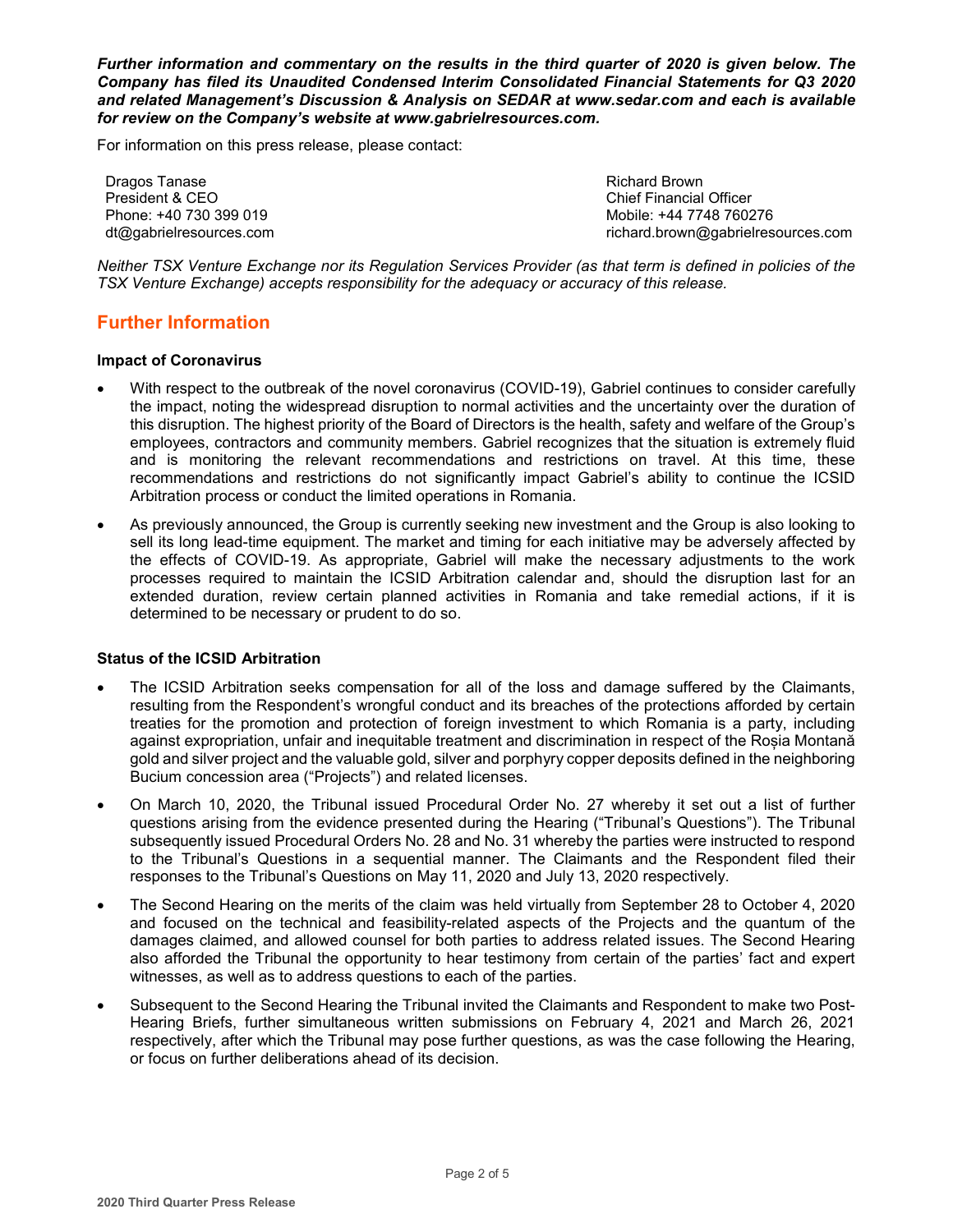***Further information and commentary on the results in the third quarter of 2020 is given below. The Company has filed its Unaudited Condensed Interim Consolidated Financial Statements for Q3 2020 and related Management's Discussion & Analysis on SEDAR at www.sedar.com and each is available for review on the Company's website at www.gabrielresources.com.***

For information on this press release, please contact:

| | |
|---|---|
| Dragos Tanase | Richard Brown |
| President & CEO | Chief Financial Officer |
| Phone: +40 730 399 019 | Mobile: +44 7748 760276 |
| dt@gabrielresources.com | richard.brown@gabrielresources.com |

*Neither TSX Venture Exchange nor its Regulation Services Provider (as that term is defined in policies of the TSX Venture Exchange) accepts responsibility for the adequacy or accuracy of this release.*

## Further Information

### Impact of Coronavirus

- With respect to the outbreak of the novel coronavirus (COVID-19), Gabriel continues to consider carefully the impact, noting the widespread disruption to normal activities and the uncertainty over the duration of this disruption. The highest priority of the Board of Directors is the health, safety and welfare of the Group's employees, contractors and community members. Gabriel recognizes that the situation is extremely fluid and is monitoring the relevant recommendations and restrictions on travel. At this time, these recommendations and restrictions do not significantly impact Gabriel's ability to continue the ICSID Arbitration process or conduct the limited operations in Romania.
- As previously announced, the Group is currently seeking new investment and the Group is also looking to sell its long lead-time equipment. The market and timing for each initiative may be adversely affected by the effects of COVID-19. As appropriate, Gabriel will make the necessary adjustments to the work processes required to maintain the ICSID Arbitration calendar and, should the disruption last for an extended duration, review certain planned activities in Romania and take remedial actions, if it is determined to be necessary or prudent to do so.

### Status of the ICSID Arbitration

- The ICSID Arbitration seeks compensation for all of the loss and damage suffered by the Claimants, resulting from the Respondent's wrongful conduct and its breaches of the protections afforded by certain treaties for the promotion and protection of foreign investment to which Romania is a party, including against expropriation, unfair and inequitable treatment and discrimination in respect of the Roșia Montană gold and silver project and the valuable gold, silver and porphyry copper deposits defined in the neighboring Bucium concession area ("Projects") and related licenses.
- On March 10, 2020, the Tribunal issued Procedural Order No. 27 whereby it set out a list of further questions arising from the evidence presented during the Hearing ("Tribunal's Questions"). The Tribunal subsequently issued Procedural Orders No. 28 and No. 31 whereby the parties were instructed to respond to the Tribunal's Questions in a sequential manner. The Claimants and the Respondent filed their responses to the Tribunal's Questions on May 11, 2020 and July 13, 2020 respectively.
- The Second Hearing on the merits of the claim was held virtually from September 28 to October 4, 2020 and focused on the technical and feasibility-related aspects of the Projects and the quantum of the damages claimed, and allowed counsel for both parties to address related issues. The Second Hearing also afforded the Tribunal the opportunity to hear testimony from certain of the parties' fact and expert witnesses, as well as to address questions to each of the parties.
- Subsequent to the Second Hearing the Tribunal invited the Claimants and Respondent to make two Post-Hearing Briefs, further simultaneous written submissions on February 4, 2021 and March 26, 2021 respectively, after which the Tribunal may pose further questions, as was the case following the Hearing, or focus on further deliberations ahead of its decision.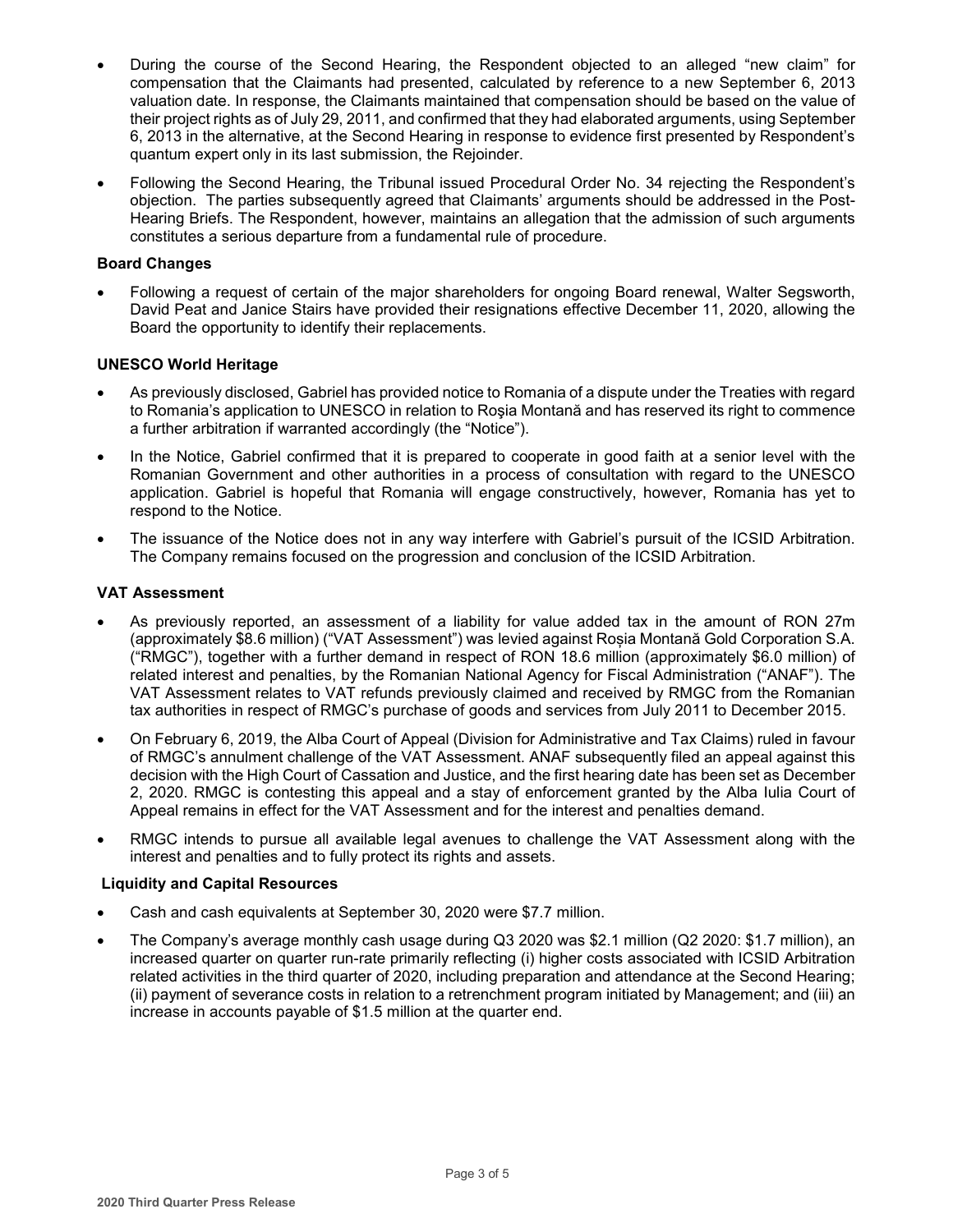- During the course of the Second Hearing, the Respondent objected to an alleged "new claim" for compensation that the Claimants had presented, calculated by reference to a new September 6, 2013 valuation date. In response, the Claimants maintained that compensation should be based on the value of their project rights as of July 29, 2011, and confirmed that they had elaborated arguments, using September 6, 2013 in the alternative, at the Second Hearing in response to evidence first presented by Respondent's quantum expert only in its last submission, the Rejoinder.
- Following the Second Hearing, the Tribunal issued Procedural Order No. 34 rejecting the Respondent's objection. The parties subsequently agreed that Claimants' arguments should be addressed in the Post-Hearing Briefs. The Respondent, however, maintains an allegation that the admission of such arguments constitutes a serious departure from a fundamental rule of procedure.

**Board Changes**

- Following a request of certain of the major shareholders for ongoing Board renewal, Walter Segsworth, David Peat and Janice Stairs have provided their resignations effective December 11, 2020, allowing the Board the opportunity to identify their replacements.

**UNESCO World Heritage**

- As previously disclosed, Gabriel has provided notice to Romania of a dispute under the Treaties with regard to Romania's application to UNESCO in relation to Roşia Montană and has reserved its right to commence a further arbitration if warranted accordingly (the "Notice").
- In the Notice, Gabriel confirmed that it is prepared to cooperate in good faith at a senior level with the Romanian Government and other authorities in a process of consultation with regard to the UNESCO application. Gabriel is hopeful that Romania will engage constructively, however, Romania has yet to respond to the Notice.
- The issuance of the Notice does not in any way interfere with Gabriel's pursuit of the ICSID Arbitration. The Company remains focused on the progression and conclusion of the ICSID Arbitration.

**VAT Assessment**

- As previously reported, an assessment of a liability for value added tax in the amount of RON 27m (approximately $8.6 million) ("VAT Assessment") was levied against Roșia Montană Gold Corporation S.A. ("RMGC"), together with a further demand in respect of RON 18.6 million (approximately $6.0 million) of related interest and penalties, by the Romanian National Agency for Fiscal Administration ("ANAF"). The VAT Assessment relates to VAT refunds previously claimed and received by RMGC from the Romanian tax authorities in respect of RMGC's purchase of goods and services from July 2011 to December 2015.
- On February 6, 2019, the Alba Court of Appeal (Division for Administrative and Tax Claims) ruled in favour of RMGC's annulment challenge of the VAT Assessment. ANAF subsequently filed an appeal against this decision with the High Court of Cassation and Justice, and the first hearing date has been set as December 2, 2020. RMGC is contesting this appeal and a stay of enforcement granted by the Alba Iulia Court of Appeal remains in effect for the VAT Assessment and for the interest and penalties demand.
- RMGC intends to pursue all available legal avenues to challenge the VAT Assessment along with the interest and penalties and to fully protect its rights and assets.

**Liquidity and Capital Resources**

- Cash and cash equivalents at September 30, 2020 were $7.7 million.
- The Company's average monthly cash usage during Q3 2020 was $2.1 million (Q2 2020: $1.7 million), an increased quarter on quarter run-rate primarily reflecting (i) higher costs associated with ICSID Arbitration related activities in the third quarter of 2020, including preparation and attendance at the Second Hearing; (ii) payment of severance costs in relation to a retrenchment program initiated by Management; and (iii) an increase in accounts payable of $1.5 million at the quarter end.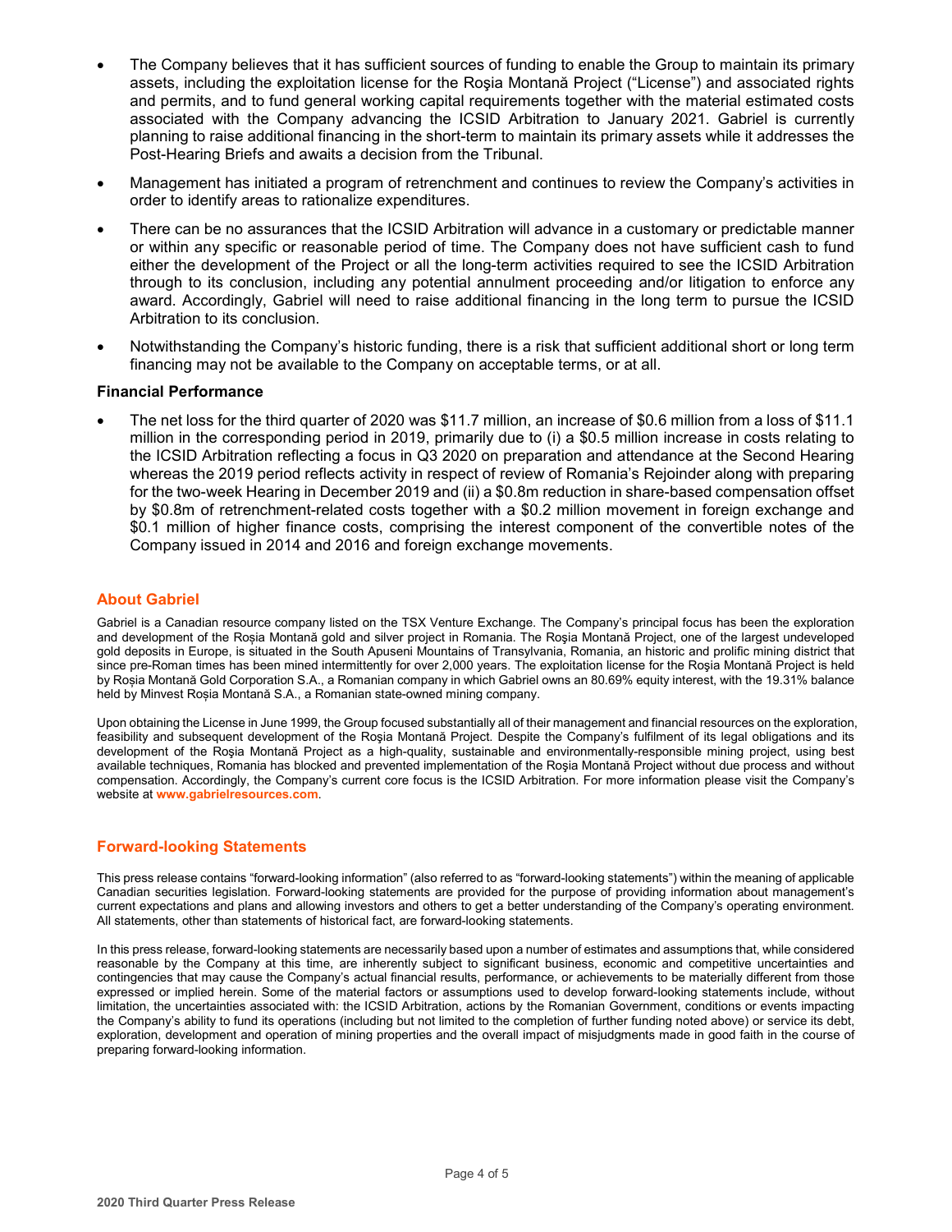- The Company believes that it has sufficient sources of funding to enable the Group to maintain its primary assets, including the exploitation license for the Roşia Montană Project ("License") and associated rights and permits, and to fund general working capital requirements together with the material estimated costs associated with the Company advancing the ICSID Arbitration to January 2021. Gabriel is currently planning to raise additional financing in the short-term to maintain its primary assets while it addresses the Post-Hearing Briefs and awaits a decision from the Tribunal.
- Management has initiated a program of retrenchment and continues to review the Company's activities in order to identify areas to rationalize expenditures.
- There can be no assurances that the ICSID Arbitration will advance in a customary or predictable manner or within any specific or reasonable period of time. The Company does not have sufficient cash to fund either the development of the Project or all the long-term activities required to see the ICSID Arbitration through to its conclusion, including any potential annulment proceeding and/or litigation to enforce any award. Accordingly, Gabriel will need to raise additional financing in the long term to pursue the ICSID Arbitration to its conclusion.
- Notwithstanding the Company's historic funding, there is a risk that sufficient additional short or long term financing may not be available to the Company on acceptable terms, or at all.

**Financial Performance**

- The net loss for the third quarter of 2020 was $11.7 million, an increase of $0.6 million from a loss of $11.1 million in the corresponding period in 2019, primarily due to (i) a $0.5 million increase in costs relating to the ICSID Arbitration reflecting a focus in Q3 2020 on preparation and attendance at the Second Hearing whereas the 2019 period reflects activity in respect of review of Romania's Rejoinder along with preparing for the two-week Hearing in December 2019 and (ii) a $0.8m reduction in share-based compensation offset by $0.8m of retrenchment-related costs together with a $0.2 million movement in foreign exchange and $0.1 million of higher finance costs, comprising the interest component of the convertible notes of the Company issued in 2014 and 2016 and foreign exchange movements.

## About Gabriel

Gabriel is a Canadian resource company listed on the TSX Venture Exchange. The Company's principal focus has been the exploration and development of the Roșia Montană gold and silver project in Romania. The Roşia Montană Project, one of the largest undeveloped gold deposits in Europe, is situated in the South Apuseni Mountains of Transylvania, Romania, an historic and prolific mining district that since pre-Roman times has been mined intermittently for over 2,000 years. The exploitation license for the Roşia Montană Project is held by Roșia Montană Gold Corporation S.A., a Romanian company in which Gabriel owns an 80.69% equity interest, with the 19.31% balance held by Minvest Roșia Montană S.A., a Romanian state-owned mining company.

Upon obtaining the License in June 1999, the Group focused substantially all of their management and financial resources on the exploration, feasibility and subsequent development of the Roşia Montană Project. Despite the Company's fulfilment of its legal obligations and its development of the Roşia Montană Project as a high-quality, sustainable and environmentally-responsible mining project, using best available techniques, Romania has blocked and prevented implementation of the Roşia Montană Project without due process and without compensation. Accordingly, the Company's current core focus is the ICSID Arbitration. For more information please visit the Company's website at **www.gabrielresources.com**.

## Forward-looking Statements

This press release contains "forward-looking information" (also referred to as "forward-looking statements") within the meaning of applicable Canadian securities legislation. Forward-looking statements are provided for the purpose of providing information about management's current expectations and plans and allowing investors and others to get a better understanding of the Company's operating environment. All statements, other than statements of historical fact, are forward-looking statements.

In this press release, forward-looking statements are necessarily based upon a number of estimates and assumptions that, while considered reasonable by the Company at this time, are inherently subject to significant business, economic and competitive uncertainties and contingencies that may cause the Company's actual financial results, performance, or achievements to be materially different from those expressed or implied herein. Some of the material factors or assumptions used to develop forward-looking statements include, without limitation, the uncertainties associated with: the ICSID Arbitration, actions by the Romanian Government, conditions or events impacting the Company's ability to fund its operations (including but not limited to the completion of further funding noted above) or service its debt, exploration, development and operation of mining properties and the overall impact of misjudgments made in good faith in the course of preparing forward-looking information.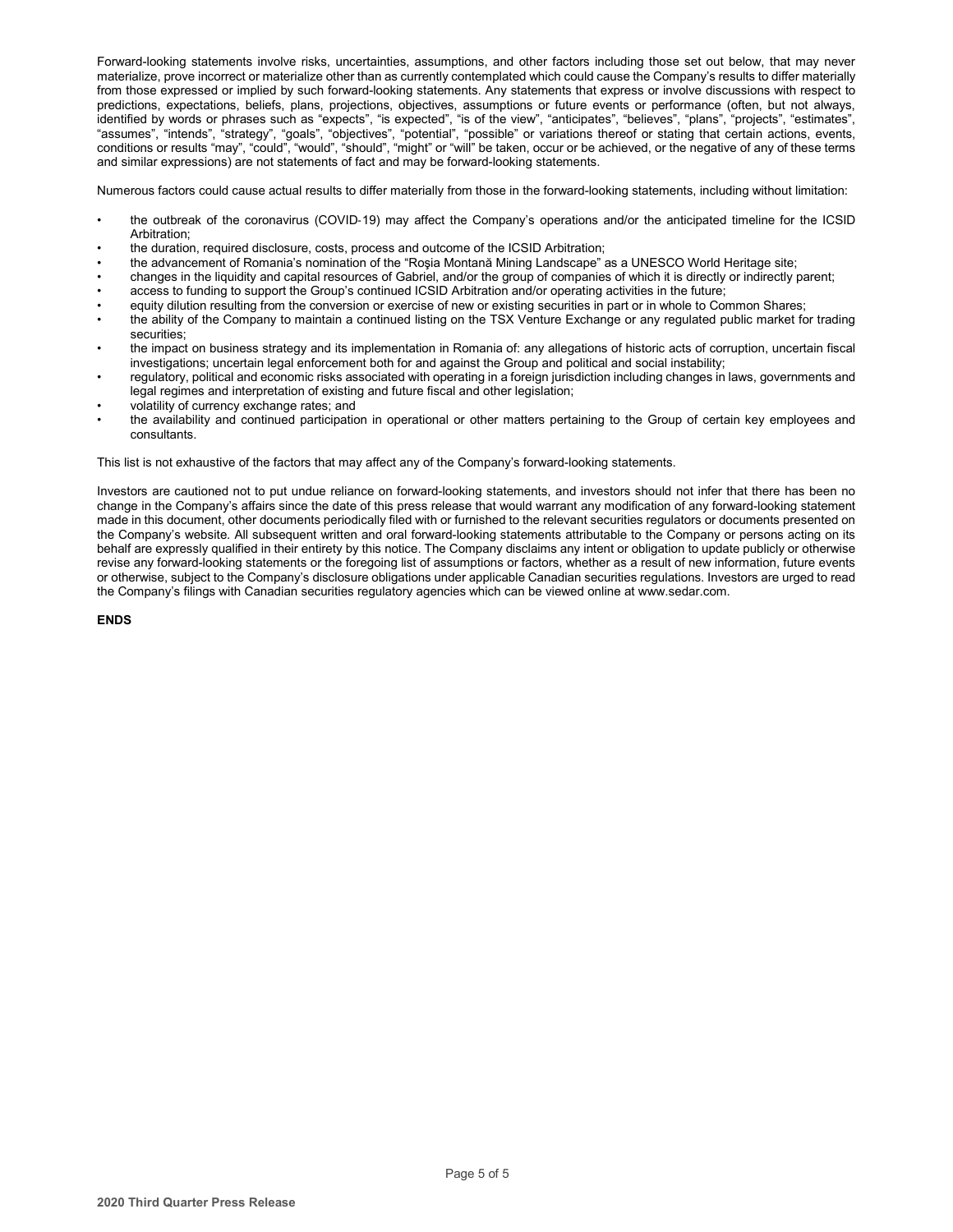Forward-looking statements involve risks, uncertainties, assumptions, and other factors including those set out below, that may never materialize, prove incorrect or materialize other than as currently contemplated which could cause the Company's results to differ materially from those expressed or implied by such forward-looking statements. Any statements that express or involve discussions with respect to predictions, expectations, beliefs, plans, projections, objectives, assumptions or future events or performance (often, but not always, identified by words or phrases such as "expects", "is expected", "is of the view", "anticipates", "believes", "plans", "projects", "estimates", "assumes", "intends", "strategy", "goals", "objectives", "potential", "possible" or variations thereof or stating that certain actions, events, conditions or results "may", "could", "would", "should", "might" or "will" be taken, occur or be achieved, or the negative of any of these terms and similar expressions) are not statements of fact and may be forward-looking statements.

Numerous factors could cause actual results to differ materially from those in the forward-looking statements, including without limitation:

- the outbreak of the coronavirus (COVID-19) may affect the Company's operations and/or the anticipated timeline for the ICSID Arbitration;
- the duration, required disclosure, costs, process and outcome of the ICSID Arbitration;
- the advancement of Romania's nomination of the "Roşia Montană Mining Landscape" as a UNESCO World Heritage site;
- changes in the liquidity and capital resources of Gabriel, and/or the group of companies of which it is directly or indirectly parent;
- access to funding to support the Group's continued ICSID Arbitration and/or operating activities in the future;
- equity dilution resulting from the conversion or exercise of new or existing securities in part or in whole to Common Shares;
- the ability of the Company to maintain a continued listing on the TSX Venture Exchange or any regulated public market for trading securities;
- the impact on business strategy and its implementation in Romania of: any allegations of historic acts of corruption, uncertain fiscal investigations; uncertain legal enforcement both for and against the Group and political and social instability;
- regulatory, political and economic risks associated with operating in a foreign jurisdiction including changes in laws, governments and legal regimes and interpretation of existing and future fiscal and other legislation;
- volatility of currency exchange rates; and
- the availability and continued participation in operational or other matters pertaining to the Group of certain key employees and consultants.

This list is not exhaustive of the factors that may affect any of the Company's forward-looking statements.

Investors are cautioned not to put undue reliance on forward-looking statements, and investors should not infer that there has been no change in the Company's affairs since the date of this press release that would warrant any modification of any forward-looking statement made in this document, other documents periodically filed with or furnished to the relevant securities regulators or documents presented on the Company's website. All subsequent written and oral forward-looking statements attributable to the Company or persons acting on its behalf are expressly qualified in their entirety by this notice. The Company disclaims any intent or obligation to update publicly or otherwise revise any forward-looking statements or the foregoing list of assumptions or factors, whether as a result of new information, future events or otherwise, subject to the Company's disclosure obligations under applicable Canadian securities regulations. Investors are urged to read the Company's filings with Canadian securities regulatory agencies which can be viewed online at www.sedar.com.

**ENDS**